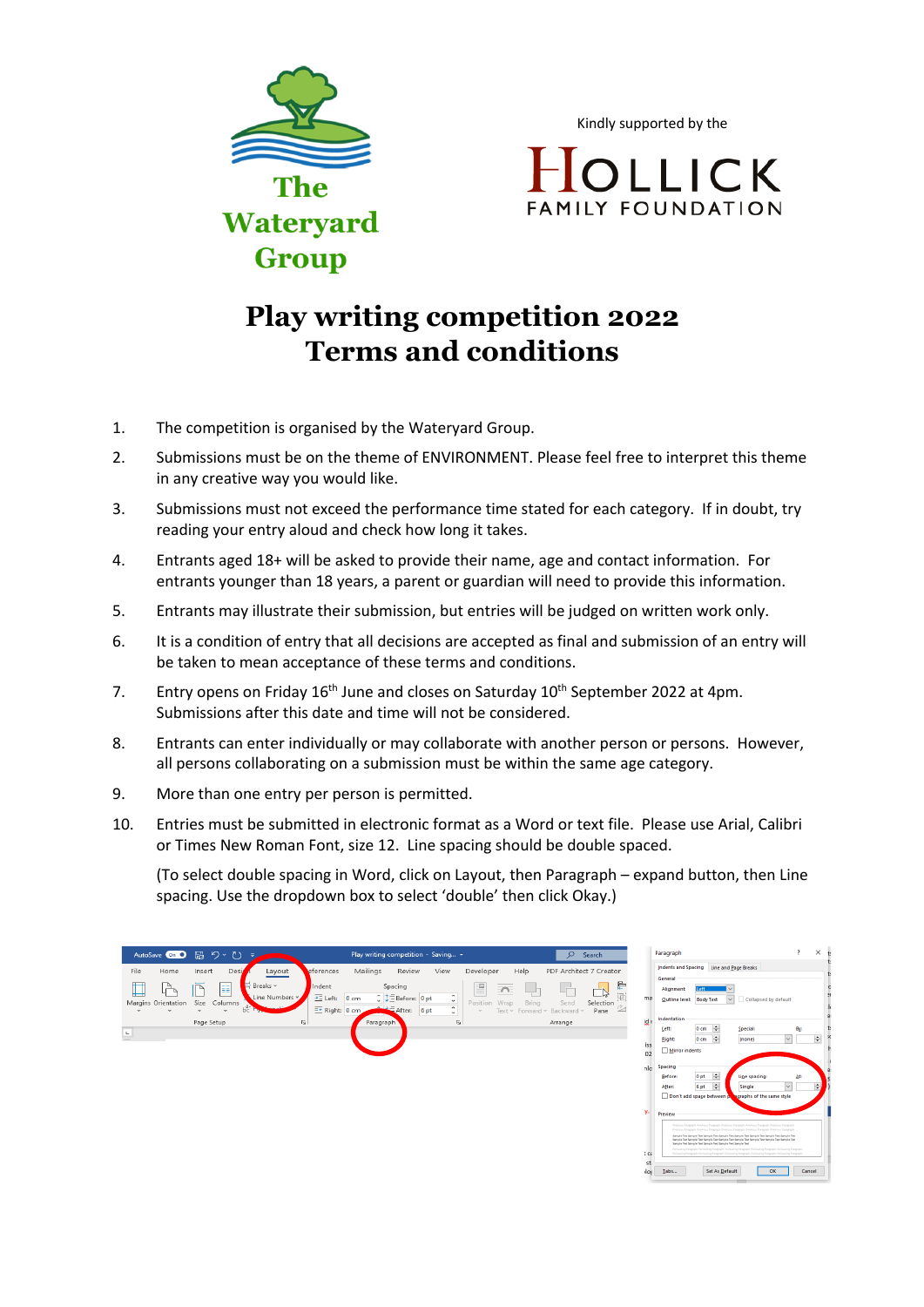The Wateryard Group

Kindly supported by the

HOLLICK FAMILY FOUNDATION

# Play writing competition 2022
# Terms and conditions

1. The competition is organised by the Wateryard Group.
2. Submissions must be on the theme of ENVIRONMENT. Please feel free to interpret this theme in any creative way you would like.
3. Submissions must not exceed the performance time stated for each category. If in doubt, try reading your entry aloud and check how long it takes.
4. Entrants aged 18+ will be asked to provide their name, age and contact information. For entrants younger than 18 years, a parent or guardian will need to provide this information.
5. Entrants may illustrate their submission, but entries will be judged on written work only.
6. It is a condition of entry that all decisions are accepted as final and submission of an entry will be taken to mean acceptance of these terms and conditions.
7. Entry opens on Friday 16th June and closes on Saturday 10th September 2022 at 4pm. Submissions after this date and time will not be considered.
8. Entrants can enter individually or may collaborate with another person or persons. However, all persons collaborating on a submission must be within the same age category.
9. More than one entry per person is permitted.
10. Entries must be submitted in electronic format as a Word or text file. Please use Arial, Calibri or Times New Roman Font, size 12. Line spacing should be double spaced.

    (To select double spacing in Word, click on Layout, then Paragraph – expand button, then Line spacing. Use the dropdown box to select 'double' then click Okay.)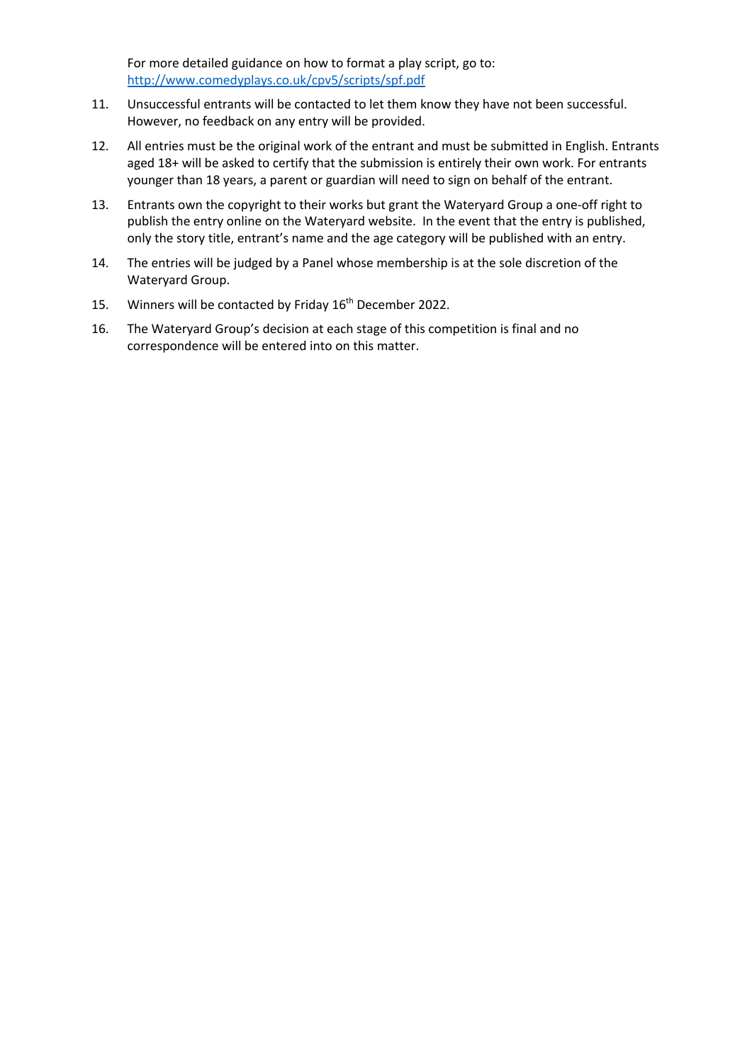For more detailed guidance on how to format a play script, go to: [http://www.comedyplays.co.uk/cpv5/scripts/spf.pdf](http://www.comedyplays.co.uk/cpv5/scripts/spf.pdf)

11. Unsuccessful entrants will be contacted to let them know they have not been successful. However, no feedback on any entry will be provided.
12. All entries must be the original work of the entrant and must be submitted in English. Entrants aged 18+ will be asked to certify that the submission is entirely their own work. For entrants younger than 18 years, a parent or guardian will need to sign on behalf of the entrant.
13. Entrants own the copyright to their works but grant the Wateryard Group a one-off right to publish the entry online on the Wateryard website. In the event that the entry is published, only the story title, entrant's name and the age category will be published with an entry.
14. The entries will be judged by a Panel whose membership is at the sole discretion of the Wateryard Group.
15. Winners will be contacted by Friday 16th December 2022.
16. The Wateryard Group's decision at each stage of this competition is final and no correspondence will be entered into on this matter.